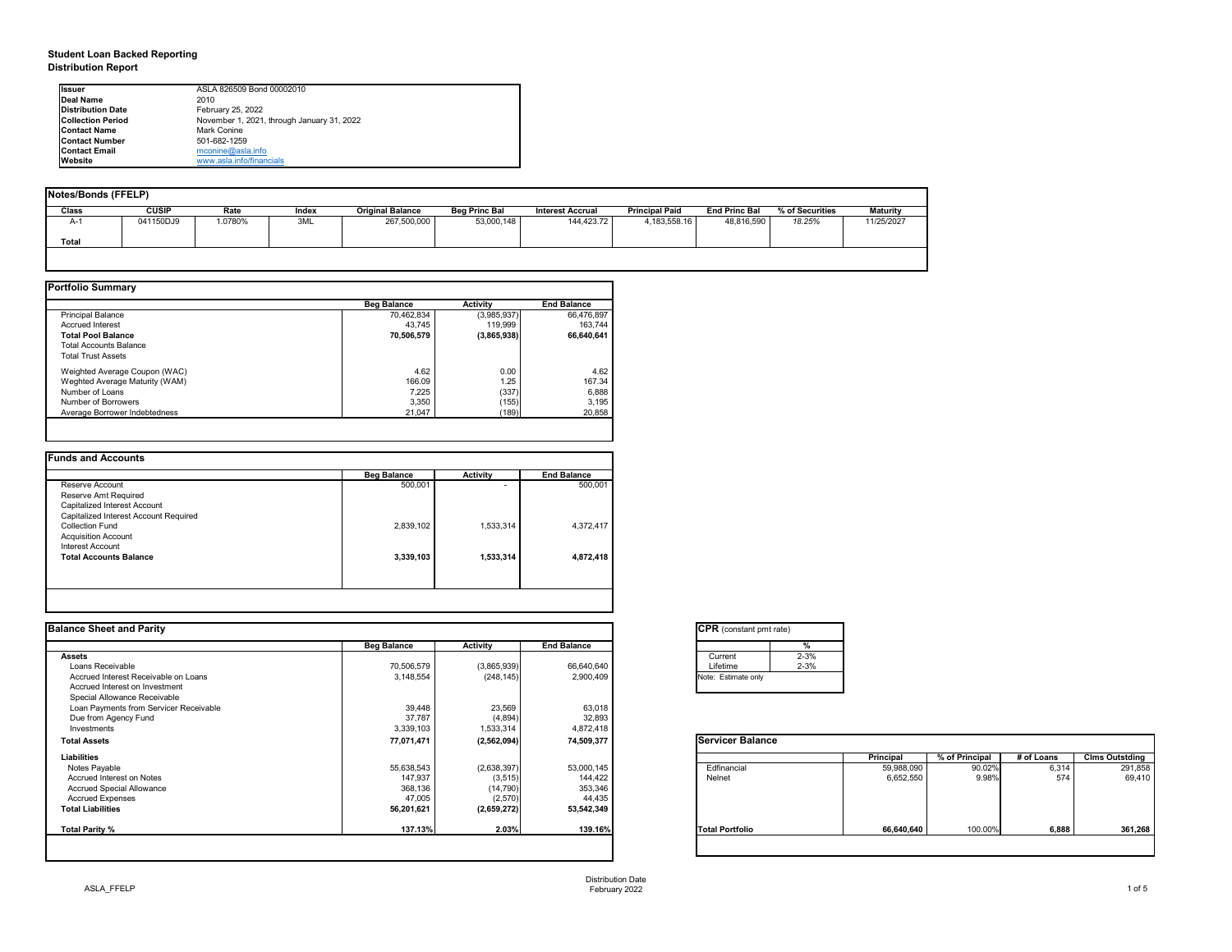**Student Loan Backed Reporting**
**Distribution Report**

| | |
|---|---|
| **Issuer** | ASLA 826509 Bond 00002010 |
| **Deal Name** | 2010 |
| **Distribution Date** | February 25, 2022 |
| **Collection Period** | November 1, 2021, through January 31, 2022 |
| **Contact Name** | Mark Conine |
| **Contact Number** | 501-682-1259 |
| **Contact Email** | mconine@asla.info |
| **Website** | www.asla.info/financials |

## Notes/Bonds (FFELP)

| Class | CUSIP | Rate | Index | Original Balance | Beg Princ Bal | Interest Accrual | Principal Paid | End Princ Bal | % of Securities | Maturity |
|---|---|---|---|---|---|---|---|---|---|---|
| A-1 | 041150DJ9 | 1.0780% | 3ML | 267,500,000 | 53,000,148 | 144,423.72 | 4,183,558.16 | 48,816,590 | *18.25%* | 11/25/2027 |
| **Total** | | | | | | | | | | |

## Portfolio Summary

| | Beg Balance | Activity | End Balance |
|---|---|---|---|
| Principal Balance | 70,462,834 | (3,985,937) | 66,476,897 |
| Accrued Interest | 43,745 | 119,999 | 163,744 |
| **Total Pool Balance** | **70,506,579** | **(3,865,938)** | **66,640,641** |
| Total Accounts Balance | | | |
| Total Trust Assets | | | |
| Weghted Average Coupon (WAC) | 4.62 | 0.00 | 4.62 |
| Weghted Average Maturity (WAM) | 166.09 | 1.25 | 167.34 |
| Number of Loans | 7,225 | (337) | 6,888 |
| Number of Borrowers | 3,350 | (155) | 3,195 |
| Average Borrower Indebtedness | 21,047 | (189) | 20,858 |

## Funds and Accounts

| | Beg Balance | Activity | End Balance |
|---|---|---|---|
| Reserve Account | 500,001 | - | 500,001 |
| Reserve Amt Required | | | |
| Capitalized Interest Account | | | |
| Capitalized Interest Account Required | | | |
| Collection Fund | 2,839,102 | 1,533,314 | 4,372,417 |
| Acquisition Account | | | |
| Interest Account | | | |
| **Total Accounts Balance** | **3,339,103** | **1,533,314** | **4,872,418** |

## Balance Sheet and Parity

| | Beg Balance | Activity | End Balance |
|---|---|---|---|
| **Assets** | | | |
| Loans Receivable | 70,506,579 | (3,865,939) | 66,640,640 |
| Accrued Interest Receivable on Loans | 3,148,554 | (248,145) | 2,900,409 |
| Accrued Interest on Investment | | | |
| Special Allowance Receivable | | | |
| Loan Payments from Servicer Receivable | 39,448 | 23,569 | 63,018 |
| Due from Agency Fund | 37,787 | (4,894) | 32,893 |
| Investments | 3,339,103 | 1,533,314 | 4,872,418 |
| **Total Assets** | **77,071,471** | **(2,562,094)** | **74,509,377** |
| **Liabilities** | | | |
| Notes Payable | 55,638,543 | (2,638,397) | 53,000,145 |
| Accrued Interest on Notes | 147,937 | (3,515) | 144,422 |
| Accrued Special Allowance | 368,136 | (14,790) | 353,346 |
| Accrued Expenses | 47,005 | (2,570) | 44,435 |
| **Total Liabilities** | **56,201,621** | **(2,659,272)** | **53,542,349** |
| **Total Parity %** | **137.13%** | **2.03%** | **139.16%** |

## CPR (constant pmt rate)

| | % |
|---|---|
| Current | 2-3% |
| Lifetime | 2-3% |

Note: Estimate only

## Servicer Balance

| | Principal | % of Principal | # of Loans | Clms Outstding |
|---|---|---|---|---|
| Edfinancial | 59,988,090 | 90.02% | 6,314 | 291,858 |
| Nelnet | 6,652,550 | 9.98% | 574 | 69,410 |
| **Total Portfolio** | **66,640,640** | 100.00% | **6,888** | **361,268** |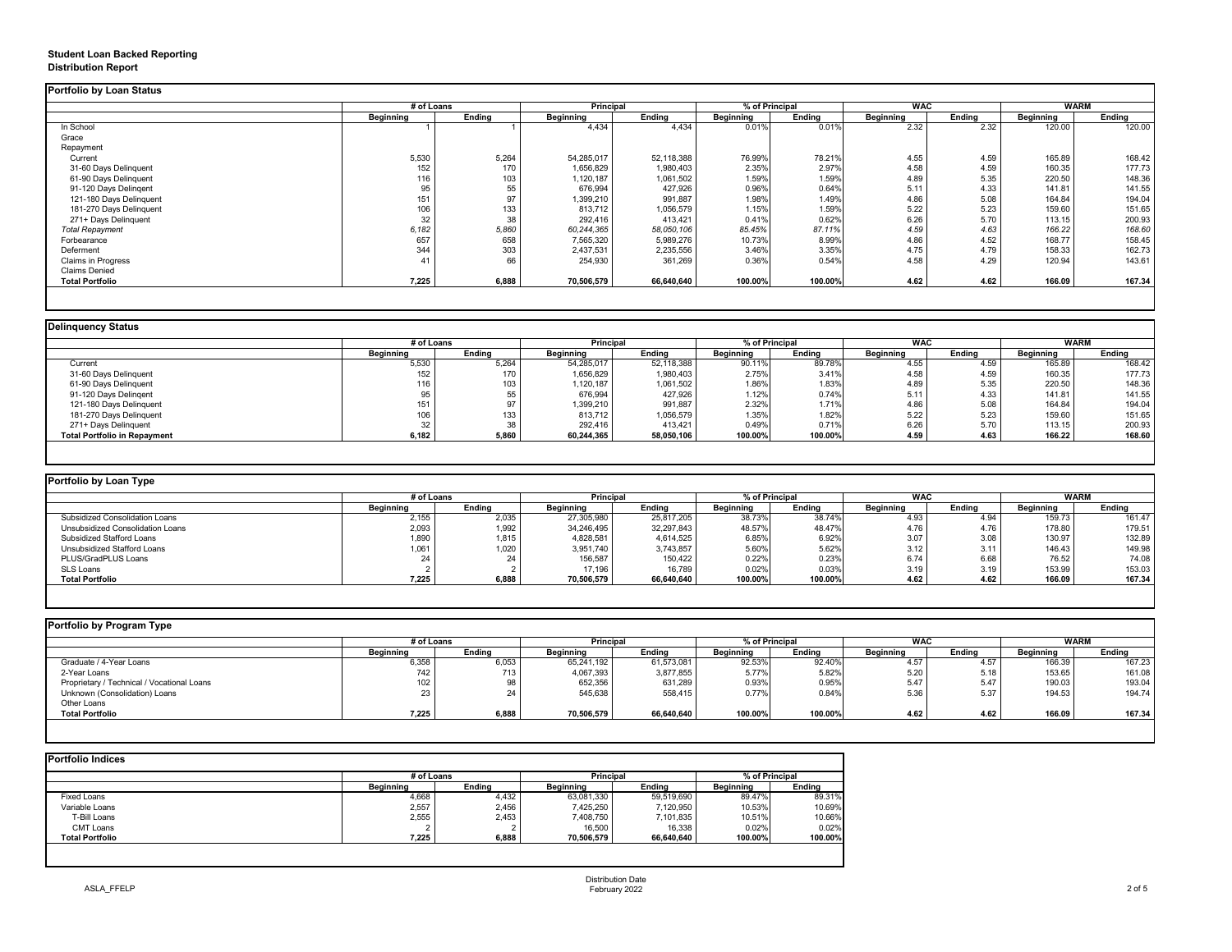**Student Loan Backed Reporting**
**Distribution Report**

## Portfolio by Loan Status

| | # of Loans | | Principal | | % of Principal | | WAC | | WARM | |
|---|---|---|---|---|---|---|---|---|---|---|
| | Beginning | Ending | Beginning | Ending | Beginning | Ending | Beginning | Ending | Beginning | Ending |
| In School | 1 | 1 | 4,434 | 4,434 | 0.01% | 0.01% | 2.32 | 2.32 | 120.00 | 120.00 |
| Grace | | | | | | | | | | |
| Repayment | | | | | | | | | | |
| Current | 5,530 | 5,264 | 54,285,017 | 52,118,388 | 76.99% | 78.21% | 4.55 | 4.59 | 165.89 | 168.42 |
| 31-60 Days Delinquent | 152 | 170 | 1,656,829 | 1,980,403 | 2.35% | 2.97% | 4.58 | 4.59 | 160.35 | 177.73 |
| 61-90 Days Delinquent | 116 | 103 | 1,120,187 | 1,061,502 | 1.59% | 1.59% | 4.89 | 5.35 | 220.50 | 148.36 |
| 91-120 Days Delingent | 95 | 55 | 676,994 | 427,926 | 0.96% | 0.64% | 5.11 | 4.33 | 141.81 | 141.55 |
| 121-180 Days Delinquent | 151 | 97 | 1,399,210 | 991,887 | 1.98% | 1.49% | 4.86 | 5.08 | 164.84 | 194.04 |
| 181-270 Days Delinquent | 106 | 133 | 813,712 | 1,056,579 | 1.15% | 1.59% | 5.22 | 5.23 | 159.60 | 151.65 |
| 271+ Days Delinquent | 32 | 38 | 292,416 | 413,421 | 0.41% | 0.62% | 6.26 | 5.70 | 113.15 | 200.93 |
| *Total Repayment* | *6,182* | *5,860* | *60,244,365* | *58,050,106* | *85.45%* | *87.11%* | *4.59* | *4.63* | *166.22* | *168.60* |
| Forbearance | 657 | 658 | 7,565,320 | 5,989,276 | 10.73% | 8.99% | 4.86 | 4.52 | 168.77 | 158.45 |
| Deferment | 344 | 303 | 2,437,531 | 2,235,556 | 3.46% | 3.35% | 4.75 | 4.79 | 158.33 | 162.73 |
| Claims in Progress | 41 | 66 | 254,930 | 361,269 | 0.36% | 0.54% | 4.58 | 4.29 | 120.94 | 143.61 |
| Claims Denied | | | | | | | | | | |
| **Total Portfolio** | **7,225** | **6,888** | **70,506,579** | **66,640,640** | **100.00%** | **100.00%** | **4.62** | **4.62** | **166.09** | **167.34** |

## Delinquency Status

| | # of Loans | | Principal | | % of Principal | | WAC | | WARM | |
|---|---|---|---|---|---|---|---|---|---|---|
| | Beginning | Ending | Beginning | Ending | Beginning | Ending | Beginning | Ending | Beginning | Ending |
| Current | 5,530 | 5,264 | 54,285,017 | 52,118,388 | 90.11% | 89.78% | 4.55 | 4.59 | 165.89 | 168.42 |
| 31-60 Days Delinquent | 152 | 170 | 1,656,829 | 1,980,403 | 2.75% | 3.41% | 4.58 | 4.59 | 160.35 | 177.73 |
| 61-90 Days Delinquent | 116 | 103 | 1,120,187 | 1,061,502 | 1.86% | 1.83% | 4.89 | 5.35 | 220.50 | 148.36 |
| 91-120 Days Delingent | 95 | 55 | 676,994 | 427,926 | 1.12% | 0.74% | 5.11 | 4.33 | 141.81 | 141.55 |
| 121-180 Days Delinquent | 151 | 97 | 1,399,210 | 991,887 | 2.32% | 1.71% | 4.86 | 5.08 | 164.84 | 194.04 |
| 181-270 Days Delinquent | 106 | 133 | 813,712 | 1,056,579 | 1.35% | 1.82% | 5.22 | 5.23 | 159.60 | 151.65 |
| 271+ Days Delinquent | 32 | 38 | 292,416 | 413,421 | 0.49% | 0.71% | 6.26 | 5.70 | 113.15 | 200.93 |
| **Total Portfolio in Repayment** | **6,182** | **5,860** | **60,244,365** | **58,050,106** | **100.00%** | **100.00%** | **4.59** | **4.63** | **166.22** | **168.60** |

## Portfolio by Loan Type

| | # of Loans | | Principal | | % of Principal | | WAC | | WARM | |
|---|---|---|---|---|---|---|---|---|---|---|
| | Beginning | Ending | Beginning | Ending | Beginning | Ending | Beginning | Ending | Beginning | Ending |
| Subsidized Consolidation Loans | 2,155 | 2,035 | 27,305,980 | 25,817,205 | 38.73% | 38.74% | 4.93 | 4.94 | 159.73 | 161.47 |
| Unsubsidized Consolidation Loans | 2,093 | 1,992 | 34,246,495 | 32,297,843 | 48.57% | 48.47% | 4.76 | 4.76 | 178.80 | 179.51 |
| Subsidized Stafford Loans | 1,890 | 1,815 | 4,828,581 | 4,614,525 | 6.85% | 6.92% | 3.07 | 3.08 | 130.97 | 132.89 |
| Unsubsidized Stafford Loans | 1,061 | 1,020 | 3,951,740 | 3,743,857 | 5.60% | 5.62% | 3.12 | 3.11 | 146.43 | 149.98 |
| PLUS/GradPLUS Loans | 24 | 24 | 156,587 | 150,422 | 0.22% | 0.23% | 6.74 | 6.68 | 76.52 | 74.08 |
| SLS Loans | 2 | 2 | 17,196 | 16,789 | 0.02% | 0.03% | 3.19 | 3.19 | 153.99 | 153.03 |
| **Total Portfolio** | **7,225** | **6,888** | **70,506,579** | **66,640,640** | **100.00%** | **100.00%** | **4.62** | **4.62** | **166.09** | **167.34** |

## Portfolio by Program Type

| | # of Loans | | Principal | | % of Principal | | WAC | | WARM | |
|---|---|---|---|---|---|---|---|---|---|---|
| | Beginning | Ending | Beginning | Ending | Beginning | Ending | Beginning | Ending | Beginning | Ending |
| Graduate / 4-Year Loans | 6,358 | 6,053 | 65,241,192 | 61,573,081 | 92.53% | 92.40% | 4.57 | 4.57 | 166.39 | 167.23 |
| 2-Year Loans | 742 | 713 | 4,067,393 | 3,877,855 | 5.77% | 5.82% | 5.20 | 5.18 | 153.65 | 161.08 |
| Proprietary / Technical / Vocational Loans | 102 | 98 | 652,356 | 631,289 | 0.93% | 0.95% | 5.47 | 5.47 | 190.03 | 193.04 |
| Unknown (Consolidation) Loans | 23 | 24 | 545,638 | 558,415 | 0.77% | 0.84% | 5.36 | 5.37 | 194.53 | 194.74 |
| Other Loans | | | | | | | | | | |
| **Total Portfolio** | **7,225** | **6,888** | **70,506,579** | **66,640,640** | **100.00%** | **100.00%** | **4.62** | **4.62** | **166.09** | **167.34** |

## Portfolio Indices

| | # of Loans | | Principal | | % of Principal | |
|---|---|---|---|---|---|---|
| | Beginning | Ending | Beginning | Ending | Beginning | Ending |
| Fixed Loans | 4,668 | 4,432 | 63,081,330 | 59,519,690 | 89.47% | 89.31% |
| Variable Loans | 2,557 | 2,456 | 7,425,250 | 7,120,950 | 10.53% | 10.69% |
| T-Bill Loans | 2,555 | 2,453 | 7,408,750 | 7,101,835 | 10.51% | 10.66% |
| CMT Loans | 2 | 2 | 16,500 | 16,338 | 0.02% | 0.02% |
| **Total Portfolio** | **7,225** | **6,888** | **70,506,579** | **66,640,640** | **100.00%** | **100.00%** |

Distribution Date
February 2022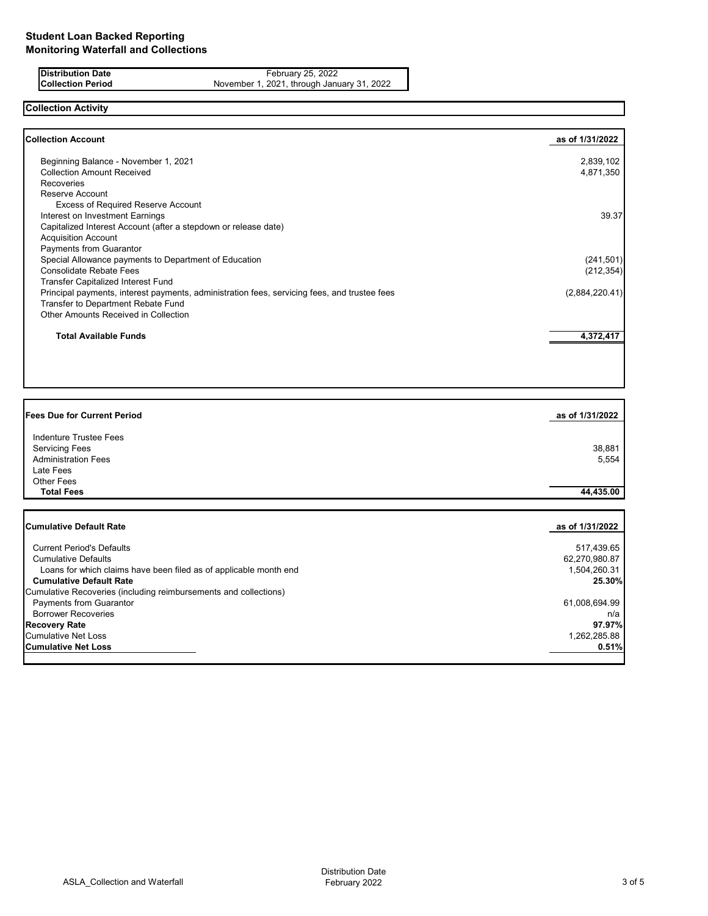# Student Loan Backed Reporting
## Monitoring Waterfall and Collections

| | |
|---|---|
| **Distribution Date** | February 25, 2022 |
| **Collection Period** | November 1, 2021, through January 31, 2022 |

## Collection Activity

| **Collection Account** | **as of 1/31/2022** |
|---|---|
| Beginning Balance - November 1, 2021 | 2,839,102 |
| Collection Amount Received | 4,871,350 |
| Recoveries | |
| Reserve Account | |
| Excess of Required Reserve Account | |
| Interest on Investment Earnings | 39.37 |
| Capitalized Interest Account (after a stepdown or release date) | |
| Acquisition Account | |
| Payments from Guarantor | |
| Special Allowance payments to Department of Education | (241,501) |
| Consolidate Rebate Fees | (212,354) |
| Transfer Capitalized Interest Fund | |
| Principal payments, interest payments, administration fees, servicing fees, and trustee fees | (2,884,220.41) |
| Transfer to Department Rebate Fund | |
| Other Amounts Received in Collection | |
| **Total Available Funds** | **4,372,417** |

| **Fees Due for Current Period** | **as of 1/31/2022** |
|---|---|
| Indenture Trustee Fees | |
| Servicing Fees | 38,881 |
| Administration Fees | 5,554 |
| Late Fees | |
| Other Fees | |
| **Total Fees** | **44,435.00** |

| **Cumulative Default Rate** | **as of 1/31/2022** |
|---|---|
| Current Period's Defaults | 517,439.65 |
| Cumulative Defaults | 62,270,980.87 |
| Loans for which claims have been filed as of applicable month end | 1,504,260.31 |
| **Cumulative Default Rate** | **25.30%** |
| Cumulative Recoveries (including reimbursements and collections) | |
| Payments from Guarantor | 61,008,694.99 |
| Borrower Recoveries | n/a |
| **Recovery Rate** | **97.97%** |
| Cumulative Net Loss | 1,262,285.88 |
| **Cumulative Net Loss** | **0.51%** |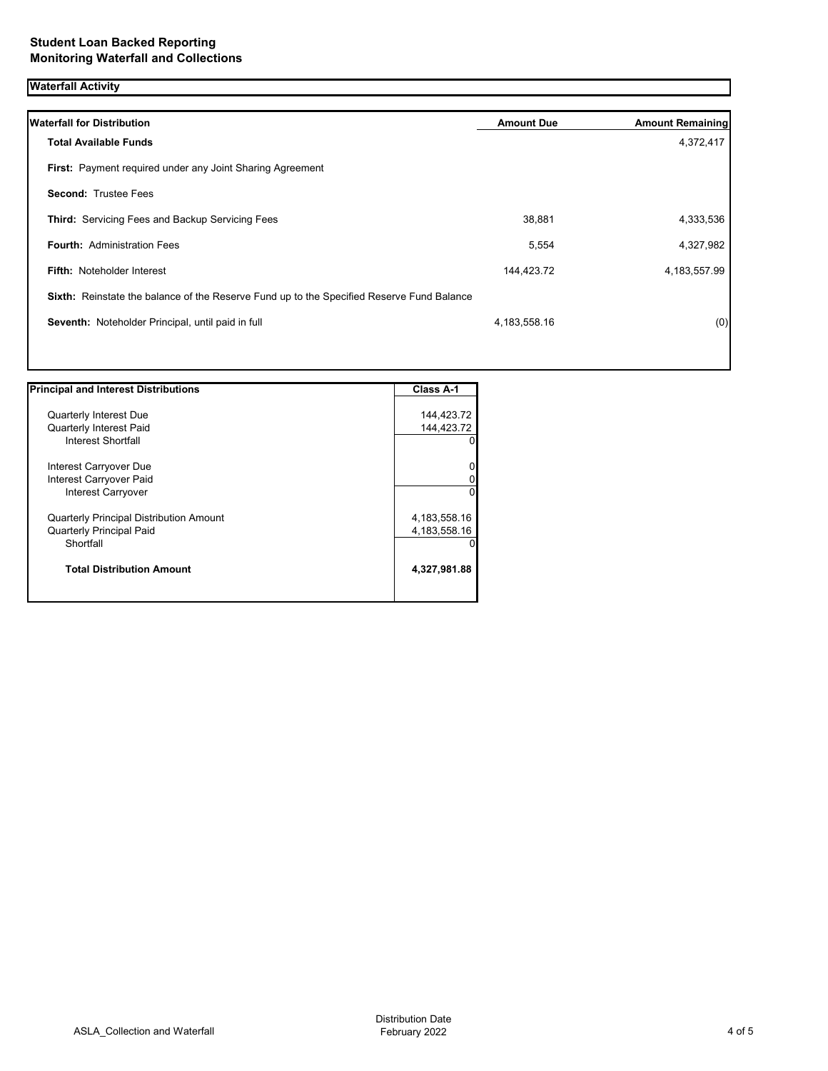**Student Loan Backed Reporting**
**Monitoring Waterfall and Collections**

## Waterfall Activity

| Waterfall for Distribution | Amount Due | Amount Remaining |
|---|---|---|
| **Total Available Funds** | | 4,372,417 |
| **First:** Payment required under any Joint Sharing Agreement | | |
| **Second:** Trustee Fees | | |
| **Third:** Servicing Fees and Backup Servicing Fees | 38,881 | 4,333,536 |
| **Fourth:** Administration Fees | 5,554 | 4,327,982 |
| **Fifth:** Noteholder Interest | 144,423.72 | 4,183,557.99 |
| **Sixth:** Reinstate the balance of the Reserve Fund up to the Specified Reserve Fund Balance | | |
| **Seventh:** Noteholder Principal, until paid in full | 4,183,558.16 | (0) |

| Principal and Interest Distributions | Class A-1 |
|---|---|
| Quarterly Interest Due | 144,423.72 |
| Quarterly Interest Paid | 144,423.72 |
| Interest Shortfall | 0 |
| Interest Carryover Due | 0 |
| Interest Carryover Paid | 0 |
| Interest Carryover | 0 |
| Quarterly Principal Distribution Amount | 4,183,558.16 |
| Quarterly Principal Paid | 4,183,558.16 |
| Shortfall | 0 |
| **Total Distribution Amount** | **4,327,981.88** |

ASLA_Collection and Waterfall

Distribution Date
February 2022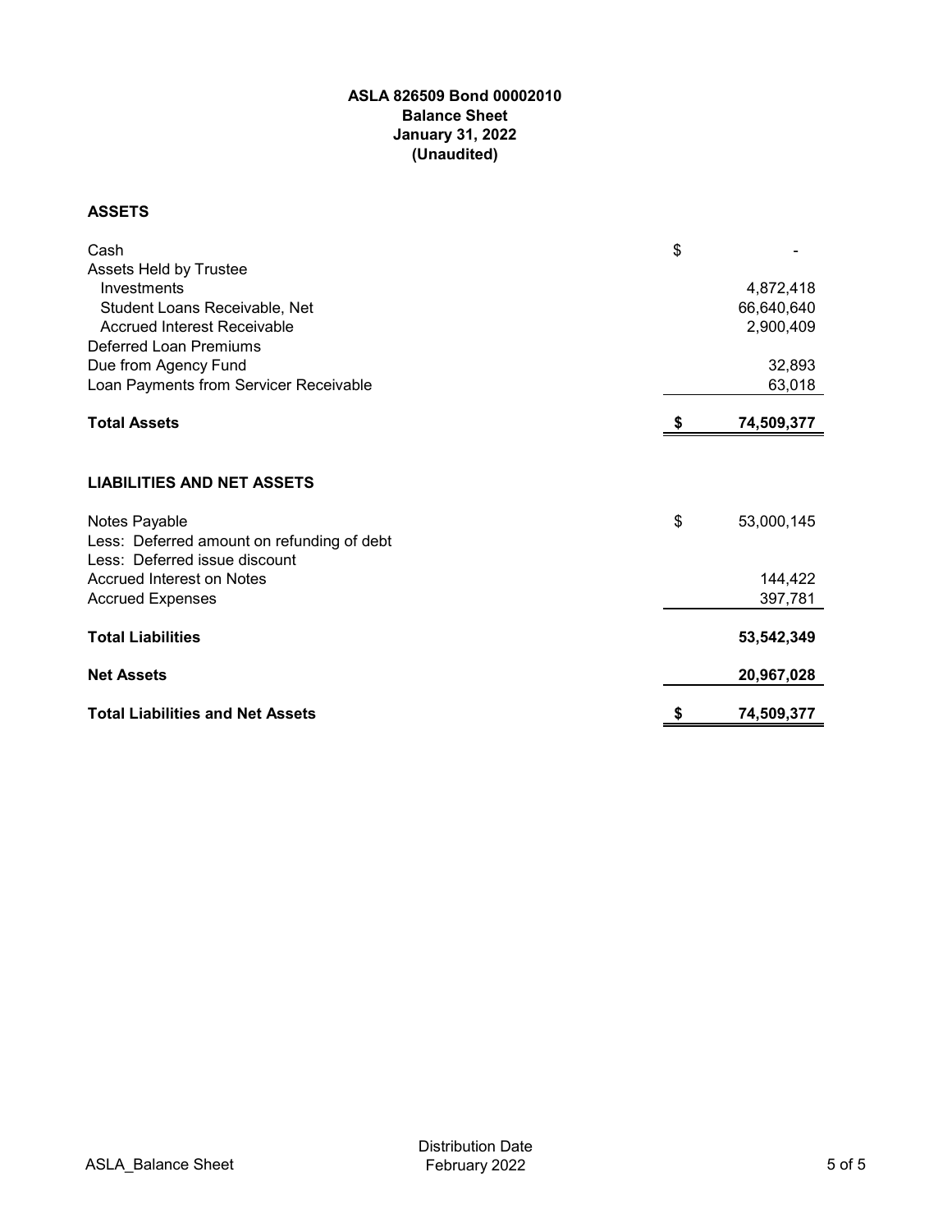**ASLA 826509 Bond 00002010**
**Balance Sheet**
**January 31, 2022**
**(Unaudited)**

**ASSETS**

| | | |
|---|---|---|
| Cash | $ | - |
| Assets Held by Trustee | | |
| Investments | | 4,872,418 |
| Student Loans Receivable, Net | | 66,640,640 |
| Accrued Interest Receivable | | 2,900,409 |
| Deferred Loan Premiums | | |
| Due from Agency Fund | | 32,893 |
| Loan Payments from Servicer Receivable | | 63,018 |
| **Total Assets** | **$** | **74,509,377** |

**LIABILITIES AND NET ASSETS**

| | | |
|---|---|---|
| Notes Payable | $ | 53,000,145 |
| Less: Deferred amount on refunding of debt | | |
| Less: Deferred issue discount | | |
| Accrued Interest on Notes | | 144,422 |
| Accrued Expenses | | 397,781 |
| **Total Liabilities** | | **53,542,349** |
| **Net Assets** | | **20,967,028** |
| **Total Liabilities and Net Assets** | **$** | **74,509,377** |

ASLA_Balance Sheet

Distribution Date
February 2022